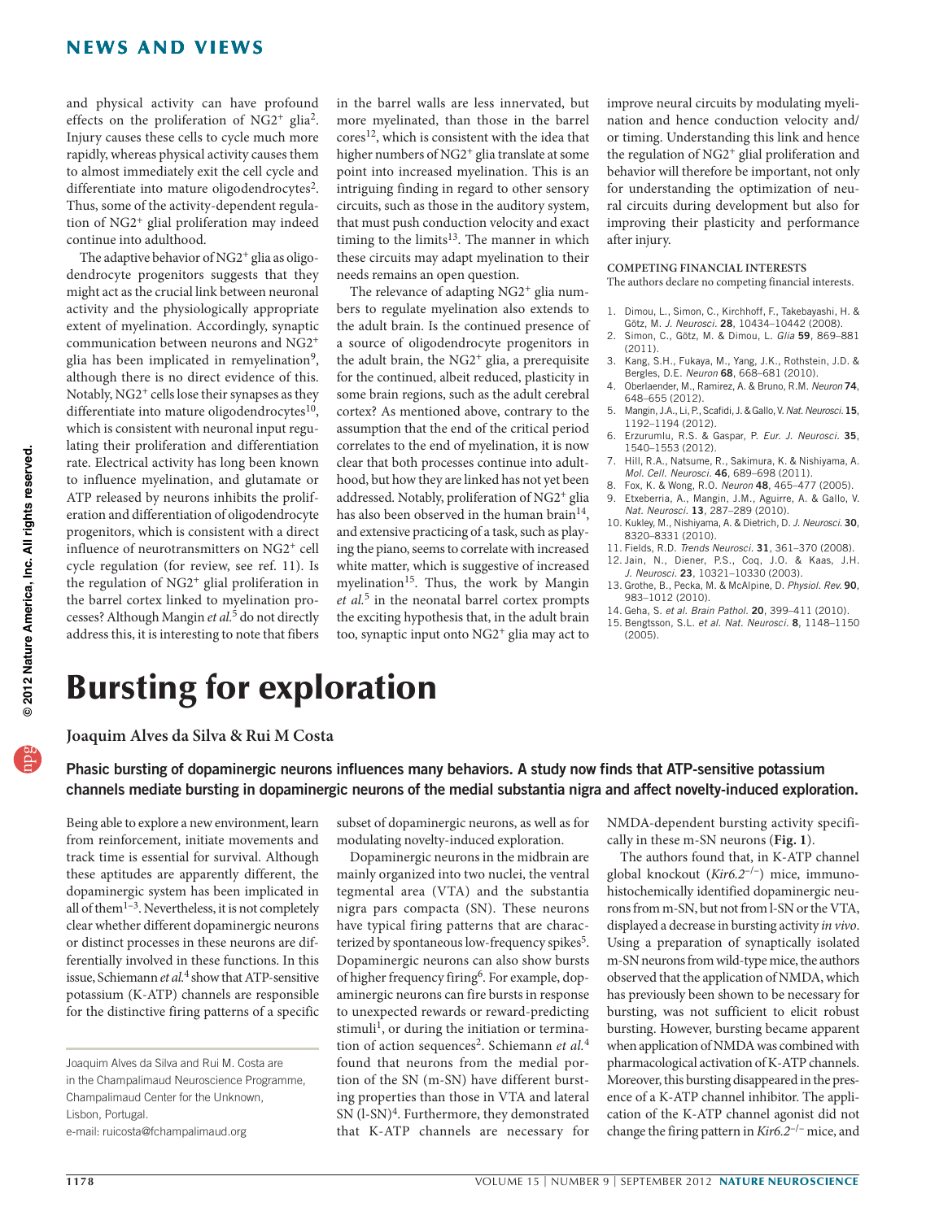and physical activity can have profound effects on the proliferation of NG2+ glia[2]. Injury causes these cells to cycle much more rapidly, whereas physical activity causes them to almost immediately exit the cell cycle and differentiate into mature oligodendrocytes[2]. Thus, some of the activity-dependent regulation of NG2+ glial proliferation may indeed continue into adulthood.

The adaptive behavior of NG2+ glia as oligodendrocyte progenitors suggests that they might act as the crucial link between neuronal activity and the physiologically appropriate extent of myelination. Accordingly, synaptic communication between neurons and NG2+ glia has been implicated in remyelination[9], although there is no direct evidence of this. Notably, NG2+ cells lose their synapses as they differentiate into mature oligodendrocytes[10], which is consistent with neuronal input regulating their proliferation and differentiation rate. Electrical activity has long been known to influence myelination, and glutamate or ATP released by neurons inhibits the proliferation and differentiation of oligodendrocyte progenitors, which is consistent with a direct influence of neurotransmitters on NG2+ cell cycle regulation (for review, see ref. 11). Is the regulation of NG2+ glial proliferation in the barrel cortex linked to myelination processes? Although Mangin *et al.*[5] do not directly address this, it is interesting to note that fibers in the barrel walls are less innervated, but more myelinated, than those in the barrel cores[12], which is consistent with the idea that higher numbers of NG2+ glia translate at some point into increased myelination. This is an intriguing finding in regard to other sensory circuits, such as those in the auditory system, that must push conduction velocity and exact timing to the limits[13]. The manner in which these circuits may adapt myelination to their needs remains an open question.

The relevance of adapting NG2+ glia numbers to regulate myelination also extends to the adult brain. Is the continued presence of a source of oligodendrocyte progenitors in the adult brain, the NG2+ glia, a prerequisite for the continued, albeit reduced, plasticity in some brain regions, such as the adult cerebral cortex? As mentioned above, contrary to the assumption that the end of the critical period correlates to the end of myelination, it is now clear that both processes continue into adulthood, but how they are linked has not yet been addressed. Notably, proliferation of NG2+ glia has also been observed in the human brain[14], and extensive practicing of a task, such as playing the piano, seems to correlate with increased white matter, which is suggestive of increased myelination[15]. Thus, the work by Mangin *et al.*[5] in the neonatal barrel cortex prompts the exciting hypothesis that, in the adult brain too, synaptic input onto NG2+ glia may act to improve neural circuits by modulating myelination and hence conduction velocity and/or timing. Understanding this link and hence the regulation of NG2+ glial proliferation and behavior will therefore be important, not only for understanding the optimization of neural circuits during development but also for improving their plasticity and performance after injury.

**COMPETING FINANCIAL INTERESTS**
The authors declare no competing financial interests.

1. Dimou, L., Simon, C., Kirchhoff, F., Takebayashi, H. & Götz, M. *J. Neurosci.* **28**, 10434–10442 (2008).
2. Simon, C., Götz, M. & Dimou, L. *Glia* **59**, 869–881 (2011).
3. Kang, S.H., Fukaya, M., Yang, J.K., Rothstein, J.D. & Bergles, D.E. *Neuron* **68**, 668–681 (2010).
4. Oberlaender, M., Ramirez, A. & Bruno, R.M. *Neuron* **74**, 648–655 (2012).
5. Mangin, J.M., Li, P., Scafidi, J. & Gallo, V. *Nat. Neurosci.* **15**, 1192–1194 (2012).
6. Erzurumlu, R.S. & Gaspar, P. *Eur. J. Neurosci.* **35**, 1540–1553 (2012).
7. Hill, R.A., Natsume, R., Sakimura, K. & Nishiyama, A. *Mol. Cell. Neurosci.* **46**, 689–698 (2011).
8. Fox, K. & Wong, R.O. *Neuron* **48**, 465–477 (2005).
9. Etxeberria, A., Mangin, J.M., Aguirre, A. & Gallo, V. *Nat. Neurosci.* **13**, 287–289 (2010).
10. Kukley, M., Nishiyama, A. & Dietrich, D. *J. Neurosci.* **30**, 8320–8331 (2010).
11. Fields, R.D. *Trends Neurosci.* **31**, 361–370 (2008).
12. Jain, N., Diener, P.S., Coq, J.O. & Kaas, J.H. *J. Neurosci.* **23**, 10321–10330 (2003).
13. Grothe, B., Pecka, M. & McAlpine, D. *Physiol. Rev.* **90**, 983–1012 (2010).
14. Geha, S. *et al. Brain Pathol.* **20**, 399–411 (2010).
15. Bengtsson, S.L. *et al. Nat. Neurosci.* **8**, 1148–1150 (2005).

# Bursting for exploration

**Joaquim Alves da Silva & Rui M Costa**

**Phasic bursting of dopaminergic neurons influences many behaviors. A study now finds that ATP-sensitive potassium channels mediate bursting in dopaminergic neurons of the medial substantia nigra and affect novelty-induced exploration.**

Being able to explore a new environment, learn from reinforcement, initiate movements and track time is essential for survival. Although these aptitudes are apparently different, the dopaminergic system has been implicated in all of them[1–3]. Nevertheless, it is not completely clear whether different dopaminergic neurons or distinct processes in these neurons are differentially involved in these functions. In this issue, Schiemann *et al.*[4] show that ATP-sensitive potassium (K-ATP) channels are responsible for the distinctive firing patterns of a specific subset of dopaminergic neurons, as well as for modulating novelty-induced exploration.

Joaquim Alves da Silva and Rui M. Costa are in the Champalimaud Neuroscience Programme, Champalimaud Center for the Unknown, Lisbon, Portugal.
e-mail: ruicosta@fchampalimaud.org

Dopaminergic neurons in the midbrain are mainly organized into two nuclei, the ventral tegmental area (VTA) and the substantia nigra pars compacta (SN). These neurons have typical firing patterns that are characterized by spontaneous low-frequency spikes[5]. Dopaminergic neurons can also show bursts of higher frequency firing[6]. For example, dopaminergic neurons can fire bursts in response to unexpected rewards or reward-predicting stimuli[1], or during the initiation or termination of action sequences[2]. Schiemann *et al.*[4] found that neurons from the medial portion of the SN (m-SN) have different bursting properties than those in VTA and lateral SN (l-SN)[4]. Furthermore, they demonstrated that K-ATP channels are necessary for NMDA-dependent bursting activity specifically in these m-SN neurons (**Fig. 1**).

The authors found that, in K-ATP channel global knockout (*Kir6.2*$^{-/-}$) mice, immunohistochemically identified dopaminergic neurons from m-SN, but not from l-SN or the VTA, displayed a decrease in bursting activity *in vivo*. Using a preparation of synaptically isolated m-SN neurons from wild-type mice, the authors observed that the application of NMDA, which has previously been shown to be necessary for bursting, was not sufficient to elicit robust bursting. However, bursting became apparent when application of NMDA was combined with pharmacological activation of K-ATP channels. Moreover, this bursting disappeared in the presence of a K-ATP channel inhibitor. The application of the K-ATP channel agonist did not change the firing pattern in *Kir6.2*$^{-/-}$ mice, and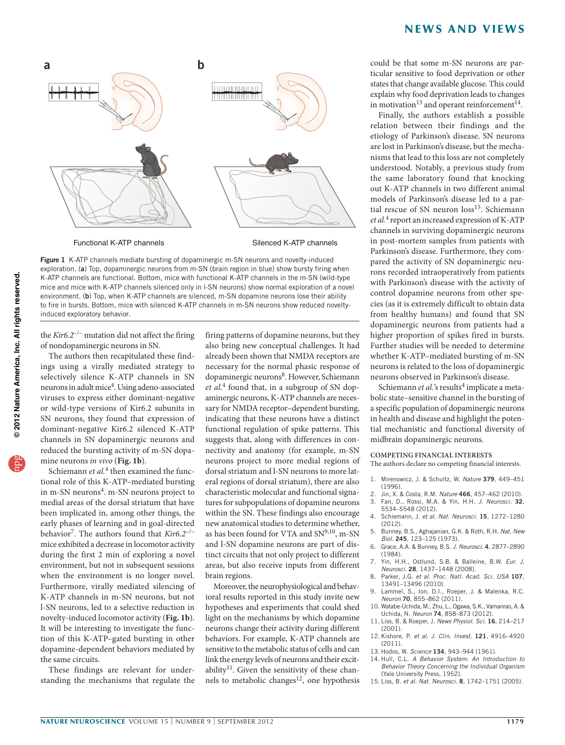a

Functional K-ATP channels

b

Silenced K-ATP channels

**Figure 1** K-ATP channels mediate bursting of dopaminergic m-SN neurons and novelty-induced exploration. (**a**) Top, dopaminergic neurons from m-SN (brain region in blue) show bursty firing when K-ATP channels are functional. Bottom, mice with functional K-ATP channels in the m-SN (wild-type mice and mice with K-ATP channels silenced only in l-SN neurons) show normal exploration of a novel environment. (**b**) Top, when K-ATP channels are silenced, m-SN dopamine neurons lose their ability to fire in bursts. Bottom, mice with silenced K-ATP channels in m-SN neurons show reduced novelty-induced exploratory behavior.

the *Kir6.2*$^{-/-}$ mutation did not affect the firing of nondopaminergic neurons in SN.

The authors then recapitulated these findings using a virally mediated strategy to selectively silence K-ATP channels in SN neurons in adult mice[4]. Using adeno-associated viruses to express either dominant-negative or wild-type versions of Kir6.2 subunits in SN neurons, they found that expression of dominant-negative Kir6.2 silenced K-ATP channels in SN dopaminergic neurons and reduced the bursting activity of m-SN dopamine neurons *in vivo* (**Fig. 1b**).

Schiemann *et al.*[4] then examined the functional role of this K-ATP–mediated bursting in m-SN neurons[4]. m-SN neurons project to medial areas of the dorsal striatum that have been implicated in, among other things, the early phases of learning and in goal-directed behavior[7]. The authors found that *Kir6.2*$^{-/-}$ mice exhibited a decrease in locomotor activity during the first 2 min of exploring a novel environment, but not in subsequent sessions when the environment is no longer novel. Furthermore, virally mediated silencing of K-ATP channels in m-SN neurons, but not l-SN neurons, led to a selective reduction in novelty-induced locomotor activity (**Fig. 1b**). It will be interesting to investigate the function of this K-ATP–gated bursting in other dopamine-dependent behaviors mediated by the same circuits.

These findings are relevant for understanding the mechanisms that regulate the firing patterns of dopamine neurons, but they also bring new conceptual challenges. It had already been shown that NMDA receptors are necessary for the normal phasic response of dopaminergic neurons[8]. However, Schiemann *et al.*[4] found that, in a subgroup of SN dopaminergic neurons, K-ATP channels are necessary for NMDA receptor–dependent bursting, indicating that these neurons have a distinct functional regulation of spike patterns. This suggests that, along with differences in connectivity and anatomy (for example, m-SN neurons project to more medial regions of dorsal striatum and l-SN neurons to more lateral regions of dorsal striatum), there are also characteristic molecular and functional signatures for subpopulations of dopamine neurons within the SN. These findings also encourage new anatomical studies to determine whether, as has been found for VTA and SN[9,10], m-SN and l-SN dopamine neurons are part of distinct circuits that not only project to different areas, but also receive inputs from different brain regions.

Moreover, the neurophysiological and behavioral results reported in this study invite new hypotheses and experiments that could shed light on the mechanisms by which dopamine neurons change their activity during different behaviors. For example, K-ATP channels are sensitive to the metabolic status of cells and can link the energy levels of neurons and their excitability[11]. Given the sensitivity of these channels to metabolic changes[12], one hypothesis could be that some m-SN neurons are particular sensitive to food deprivation or other states that change available glucose. This could explain why food deprivation leads to changes in motivation[13] and operant reinforcement[14].

Finally, the authors establish a possible relation between their findings and the etiology of Parkinson's disease. SN neurons are lost in Parkinson's disease, but the mechanisms that lead to this loss are not completely understood. Notably, a previous study from the same laboratory found that knocking out K-ATP channels in two different animal models of Parkinson's disease led to a partial rescue of SN neuron loss[15]. Schiemann *et al.*[4] report an increased expression of K-ATP channels in surviving dopaminergic neurons in post-mortem samples from patients with Parkinson's disease. Furthermore, they compared the activity of SN dopaminergic neurons recorded intraoperatively from patients with Parkinson's disease with the activity of control dopamine neurons from other species (as it is extremely difficult to obtain data from healthy humans) and found that SN dopaminergic neurons from patients had a higher proportion of spikes fired in bursts. Further studies will be needed to determine whether K-ATP–mediated bursting of m-SN neurons is related to the loss of dopaminergic neurons observed in Parkinson's disease.

Schiemann *et al.*'s results[4] implicate a metabolic state–sensitive channel in the bursting of a specific population of dopaminergic neurons in health and disease and highlight the potential mechanistic and functional diversity of midbrain dopaminergic neurons.

**COMPETING FINANCIAL INTERESTS**

The authors declare no competing financial interests.

1. Mirenowicz, J. & Schultz, W. *Nature* **379**, 449–451 (1996).
2. Jin, X. & Costa, R.M. *Nature* **466**, 457–462 (2010).
3. Fan, D., Rossi, M.A. & Yin, H.H. *J. Neurosci.* **32**, 5534–5548 (2012).
4. Schiemann, J. *et al. Nat. Neurosci.* **15**, 1272–1280 (2012).
5. Bunney, B.S., Aghajanian, G.K. & Roth, R.H. *Nat. New Biol.* **245**, 123–125 (1973).
6. Grace, A.A. & Bunney, B.S. *J. Neurosci.* **4**, 2877–2890 (1984).
7. Yin, H.H., Ostlund, S.B. & Balleine, B.W. *Eur. J. Neurosci.* **28**, 1437–1448 (2008).
8. Parker, J.G. *et al. Proc. Natl. Acad. Sci. USA* **107**, 13491–13496 (2010).
9. Lammel, S., Ion, D.I., Roeper, J. & Malenka, R.C. *Neuron* **70**, 855–862 (2011).
10. Watabe-Uchida, M., Zhu, L., Ogawa, S.K., Vamanrao, A. & Uchida, N. *Neuron* **74**, 858–873 (2012).
11. Liss, B. & Roeper, J. *News Physiol. Sci.* **16**, 214–217 (2001).
12. Kishore, P. *et al. J. Clin. Invest.* **121**, 4916–4920 (2011).
13. Hodos, W. *Science* **134**, 943–944 (1961).
14. Hull, C.L. *A Behavior System: An Introduction to Behavior Theory Concerning the Individual Organism* (Yale University Press, 1952).
15. Liss, B. *et al. Nat. Neurosci.* **8**, 1742–1751 (2005).